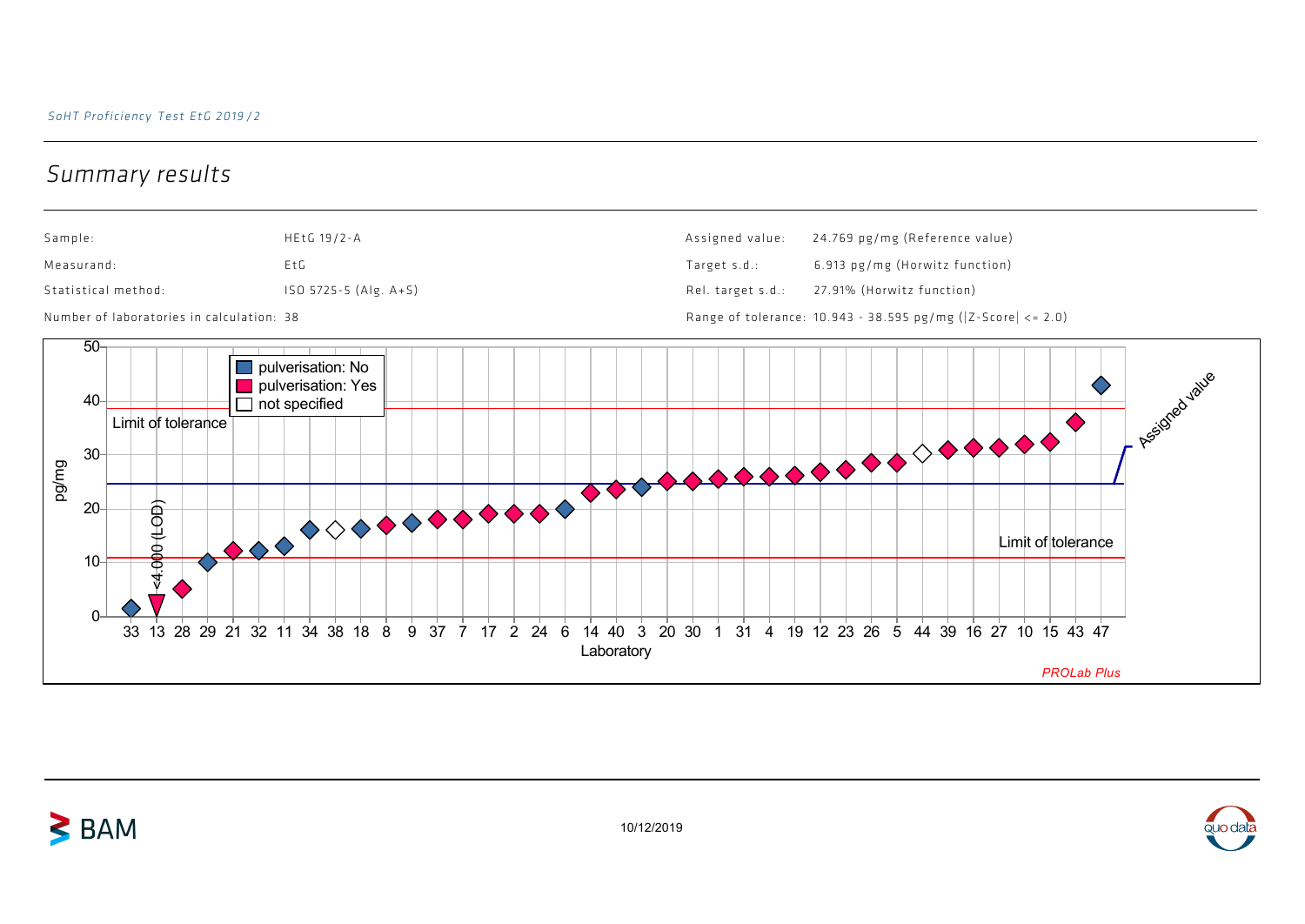# Summary results

| | | | |
|---|---|---|---|
| Sample: | HEtG 19/2-A | Assigned value: | 24.769 pg/mg (Reference value) |
| Measurand: | EtG | Target s.d.: | 6.913 pg/mg (Horwitz function) |
| Statistical method: | ISO 5725-5 (Alg. A+S) | Rel. target s.d.: | 27.91% (Horwitz function) |
| Number of laboratories in calculation: 38 | | Range of tolerance: | 10.943 - 38.595 pg/mg (\|Z-Score\| <= 2.0) |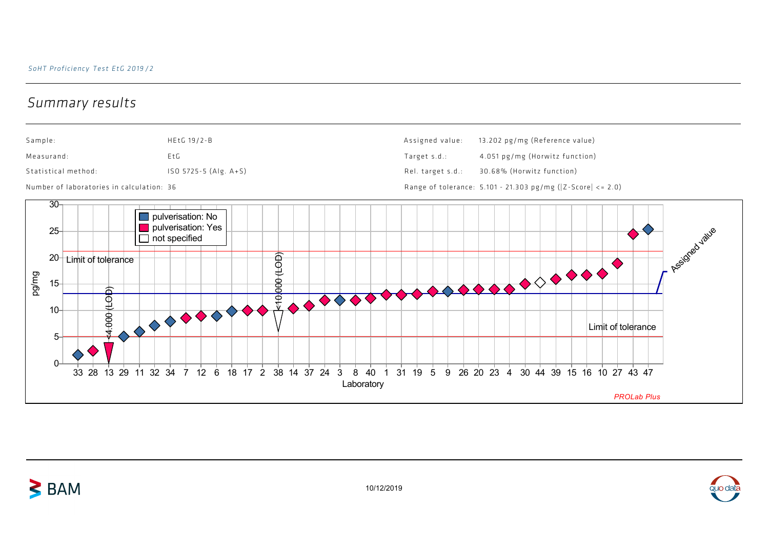*SoHT Proficiency Test EtG 2019/2*

## Summary results

| | | | |
|---|---|---|---|
| Sample: | HEtG 19/2-B | Assigned value: | 13.202 pg/mg (Reference value) |
| Measurand: | EtG | Target s.d.: | 4.051 pg/mg (Horwitz function) |
| Statistical method: | ISO 5725-5 (Alg. A+S) | Rel. target s.d.: | 30.68% (Horwitz function) |
| Number of laboratories in calculation: 36 | | Range of tolerance: | 5.101 - 21.303 pg/mg (\|Z-Score\| <= 2.0) |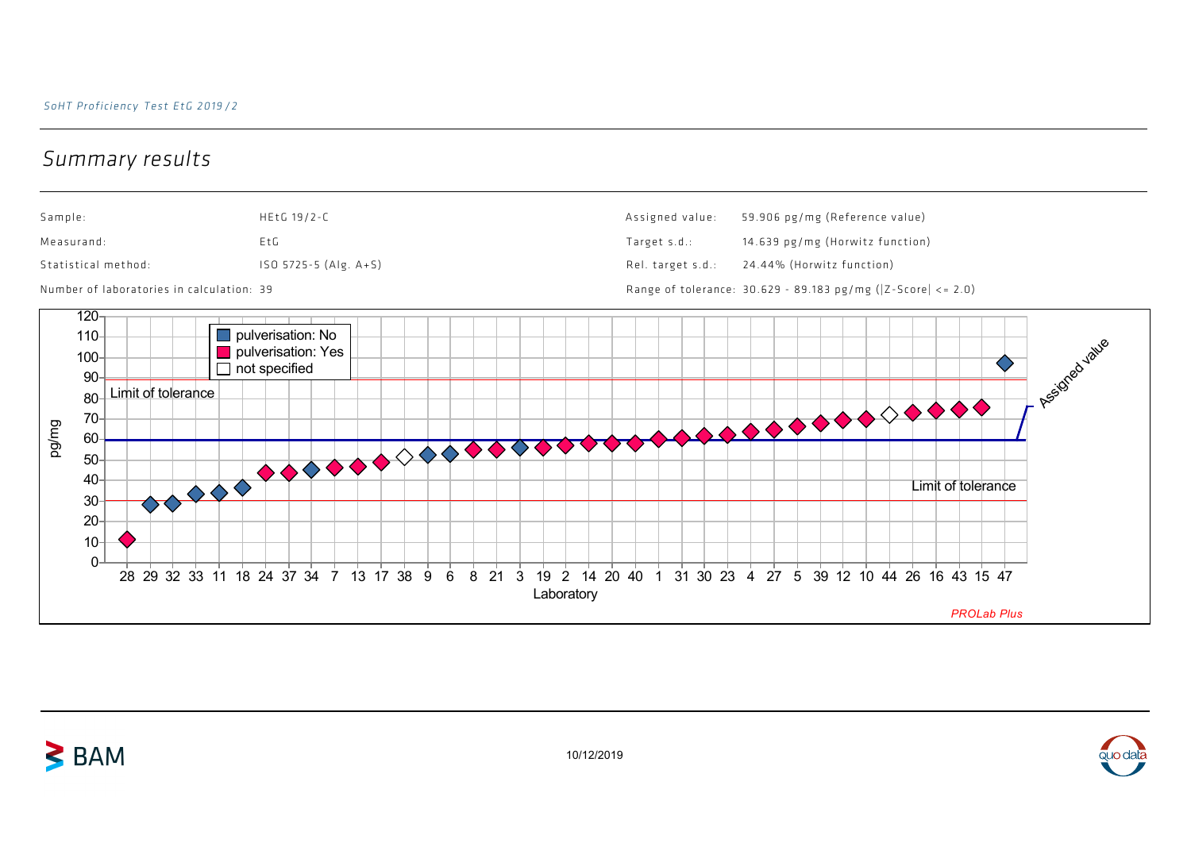## Summary results

| Sample: | HEtG 19/2-C | Assigned value: | 59.906 pg/mg (Reference value) |
|---|---|---|---|
| Measurand: | EtG | Target s.d.: | 14.639 pg/mg (Horwitz function) |
| Statistical method: | ISO 5725-5 (Alg. A+S) | Rel. target s.d.: | 24.44% (Horwitz function) |
| Number of laboratories in calculation: | 39 | Range of tolerance: | 30.629 - 89.183 pg/mg (\|Z-Score\| <= 2.0) |

pg/mg

Legend: pulverisation: No; pulverisation: Yes; not specified

Limit of tolerance

Assigned value

Laboratory: 28 29 32 33 11 18 24 37 34 7 13 17 38 9 6 8 21 3 19 2 14 20 40 1 31 30 23 4 27 5 39 12 10 44 26 16 43 15 47

*PROLab Plus*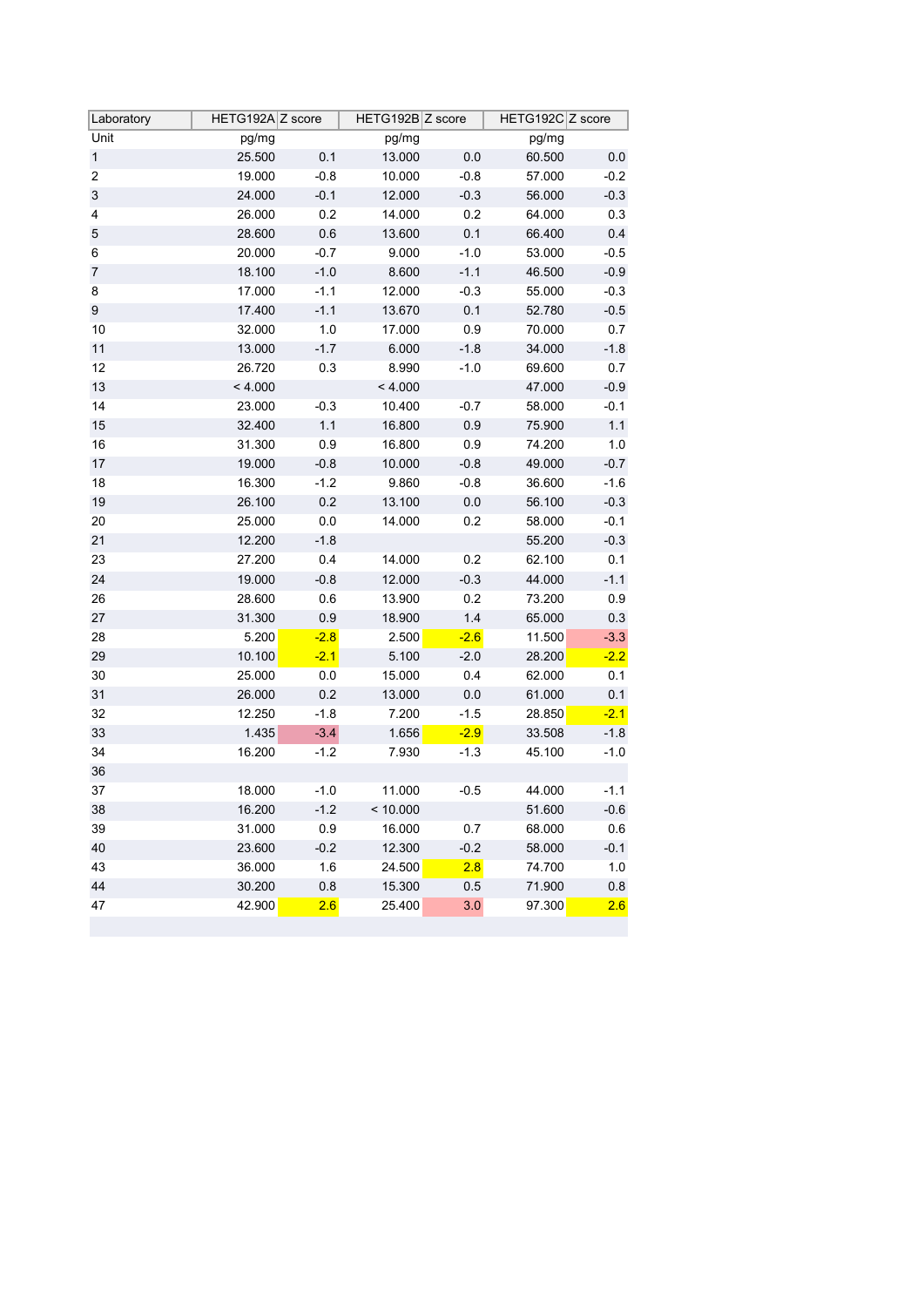| Laboratory | HETG192A | Z score | HETG192B | Z score | HETG192C | Z score |
|---|---|---|---|---|---|---|
| Unit | pg/mg | | pg/mg | | pg/mg | |
| 1 | 25.500 | 0.1 | 13.000 | 0.0 | 60.500 | 0.0 |
| 2 | 19.000 | -0.8 | 10.000 | -0.8 | 57.000 | -0.2 |
| 3 | 24.000 | -0.1 | 12.000 | -0.3 | 56.000 | -0.3 |
| 4 | 26.000 | 0.2 | 14.000 | 0.2 | 64.000 | 0.3 |
| 5 | 28.600 | 0.6 | 13.600 | 0.1 | 66.400 | 0.4 |
| 6 | 20.000 | -0.7 | 9.000 | -1.0 | 53.000 | -0.5 |
| 7 | 18.100 | -1.0 | 8.600 | -1.1 | 46.500 | -0.9 |
| 8 | 17.000 | -1.1 | 12.000 | -0.3 | 55.000 | -0.3 |
| 9 | 17.400 | -1.1 | 13.670 | 0.1 | 52.780 | -0.5 |
| 10 | 32.000 | 1.0 | 17.000 | 0.9 | 70.000 | 0.7 |
| 11 | 13.000 | -1.7 | 6.000 | -1.8 | 34.000 | -1.8 |
| 12 | 26.720 | 0.3 | 8.990 | -1.0 | 69.600 | 0.7 |
| 13 | < 4.000 | | < 4.000 | | 47.000 | -0.9 |
| 14 | 23.000 | -0.3 | 10.400 | -0.7 | 58.000 | -0.1 |
| 15 | 32.400 | 1.1 | 16.800 | 0.9 | 75.900 | 1.1 |
| 16 | 31.300 | 0.9 | 16.800 | 0.9 | 74.200 | 1.0 |
| 17 | 19.000 | -0.8 | 10.000 | -0.8 | 49.000 | -0.7 |
| 18 | 16.300 | -1.2 | 9.860 | -0.8 | 36.600 | -1.6 |
| 19 | 26.100 | 0.2 | 13.100 | 0.0 | 56.100 | -0.3 |
| 20 | 25.000 | 0.0 | 14.000 | 0.2 | 58.000 | -0.1 |
| 21 | 12.200 | -1.8 | | | 55.200 | -0.3 |
| 23 | 27.200 | 0.4 | 14.000 | 0.2 | 62.100 | 0.1 |
| 24 | 19.000 | -0.8 | 12.000 | -0.3 | 44.000 | -1.1 |
| 26 | 28.600 | 0.6 | 13.900 | 0.2 | 73.200 | 0.9 |
| 27 | 31.300 | 0.9 | 18.900 | 1.4 | 65.000 | 0.3 |
| 28 | 5.200 | -2.8 | 2.500 | -2.6 | 11.500 | -3.3 |
| 29 | 10.100 | -2.1 | 5.100 | -2.0 | 28.200 | -2.2 |
| 30 | 25.000 | 0.0 | 15.000 | 0.4 | 62.000 | 0.1 |
| 31 | 26.000 | 0.2 | 13.000 | 0.0 | 61.000 | 0.1 |
| 32 | 12.250 | -1.8 | 7.200 | -1.5 | 28.850 | -2.1 |
| 33 | 1.435 | -3.4 | 1.656 | -2.9 | 33.508 | -1.8 |
| 34 | 16.200 | -1.2 | 7.930 | -1.3 | 45.100 | -1.0 |
| 36 | | | | | | |
| 37 | 18.000 | -1.0 | 11.000 | -0.5 | 44.000 | -1.1 |
| 38 | 16.200 | -1.2 | < 10.000 | | 51.600 | -0.6 |
| 39 | 31.000 | 0.9 | 16.000 | 0.7 | 68.000 | 0.6 |
| 40 | 23.600 | -0.2 | 12.300 | -0.2 | 58.000 | -0.1 |
| 43 | 36.000 | 1.6 | 24.500 | 2.8 | 74.700 | 1.0 |
| 44 | 30.200 | 0.8 | 15.300 | 0.5 | 71.900 | 0.8 |
| 47 | 42.900 | 2.6 | 25.400 | 3.0 | 97.300 | 2.6 |